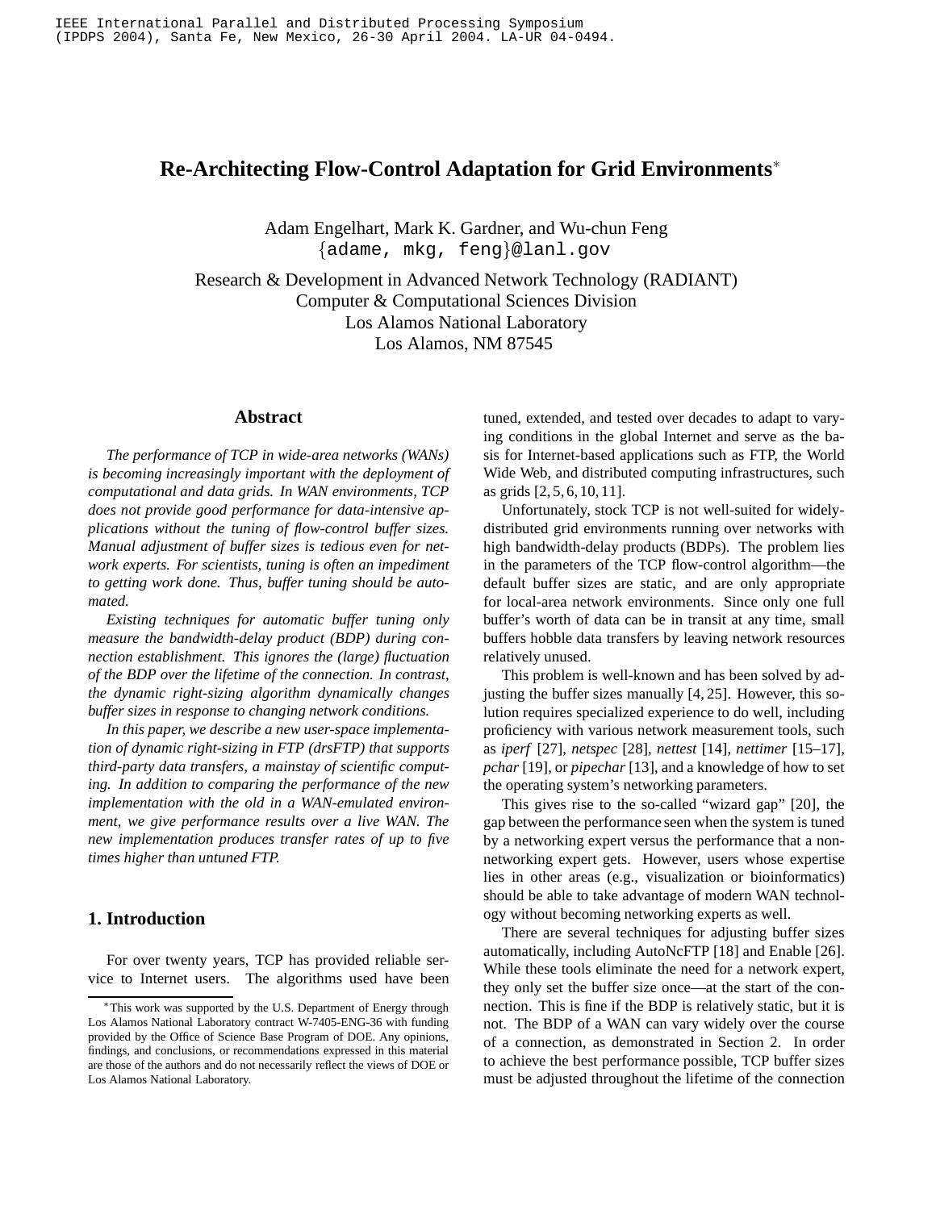IEEE International Parallel and Distributed Processing Symposium
(IPDPS 2004), Santa Fe, New Mexico, 26-30 April 2004. LA-UR 04-0494.

# Re-Architecting Flow-Control Adaptation for Grid Environments*

Adam Engelhart, Mark K. Gardner, and Wu-chun Feng
{adame, mkg, feng}@lanl.gov

Research & Development in Advanced Network Technology (RADIANT)
Computer & Computational Sciences Division
Los Alamos National Laboratory
Los Alamos, NM 87545

## Abstract

*The performance of TCP in wide-area networks (WANs) is becoming increasingly important with the deployment of computational and data grids. In WAN environments, TCP does not provide good performance for data-intensive applications without the tuning of flow-control buffer sizes. Manual adjustment of buffer sizes is tedious even for network experts. For scientists, tuning is often an impediment to getting work done. Thus, buffer tuning should be automated.*

*Existing techniques for automatic buffer tuning only measure the bandwidth-delay product (BDP) during connection establishment. This ignores the (large) fluctuation of the BDP over the lifetime of the connection. In contrast, the dynamic right-sizing algorithm dynamically changes buffer sizes in response to changing network conditions.*

*In this paper, we describe a new user-space implementation of dynamic right-sizing in FTP (drsFTP) that supports third-party data transfers, a mainstay of scientific computing. In addition to comparing the performance of the new implementation with the old in a WAN-emulated environment, we give performance results over a live WAN. The new implementation produces transfer rates of up to five times higher than untuned FTP.*

## 1. Introduction

For over twenty years, TCP has provided reliable service to Internet users. The algorithms used have been tuned, extended, and tested over decades to adapt to varying conditions in the global Internet and serve as the basis for Internet-based applications such as FTP, the World Wide Web, and distributed computing infrastructures, such as grids [2, 5, 6, 10, 11].

Unfortunately, stock TCP is not well-suited for widely-distributed grid environments running over networks with high bandwidth-delay products (BDPs). The problem lies in the parameters of the TCP flow-control algorithm—the default buffer sizes are static, and are only appropriate for local-area network environments. Since only one full buffer's worth of data can be in transit at any time, small buffers hobble data transfers by leaving network resources relatively unused.

This problem is well-known and has been solved by adjusting the buffer sizes manually [4, 25]. However, this solution requires specialized experience to do well, including proficiency with various network measurement tools, such as *iperf* [27], *netspec* [28], *nettest* [14], *nettimer* [15–17], *pchar* [19], or *pipechar* [13], and a knowledge of how to set the operating system's networking parameters.

This gives rise to the so-called "wizard gap" [20], the gap between the performance seen when the system is tuned by a networking expert versus the performance that a non-networking expert gets. However, users whose expertise lies in other areas (e.g., visualization or bioinformatics) should be able to take advantage of modern WAN technology without becoming networking experts as well.

There are several techniques for adjusting buffer sizes automatically, including AutoNcFTP [18] and Enable [26]. While these tools eliminate the need for a network expert, they only set the buffer size once—at the start of the connection. This is fine if the BDP is relatively static, but it is not. The BDP of a WAN can vary widely over the course of a connection, as demonstrated in Section 2. In order to achieve the best performance possible, TCP buffer sizes must be adjusted throughout the lifetime of the connection

*This work was supported by the U.S. Department of Energy through Los Alamos National Laboratory contract W-7405-ENG-36 with funding provided by the Office of Science Base Program of DOE. Any opinions, findings, and conclusions, or recommendations expressed in this material are those of the authors and do not necessarily reflect the views of DOE or Los Alamos National Laboratory.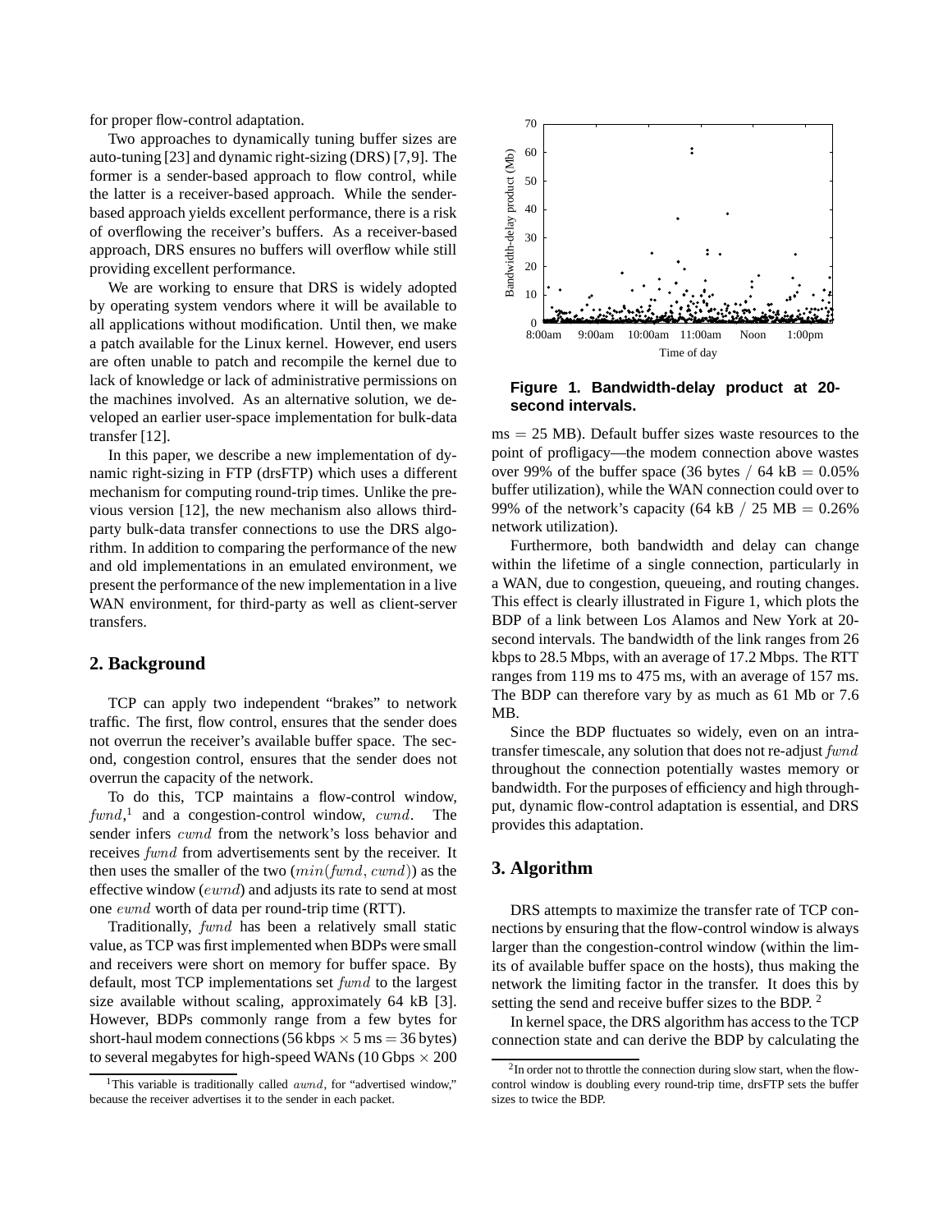for proper flow-control adaptation.

Two approaches to dynamically tuning buffer sizes are auto-tuning [23] and dynamic right-sizing (DRS) [7,9]. The former is a sender-based approach to flow control, while the latter is a receiver-based approach. While the sender-based approach yields excellent performance, there is a risk of overflowing the receiver's buffers. As a receiver-based approach, DRS ensures no buffers will overflow while still providing excellent performance.

We are working to ensure that DRS is widely adopted by operating system vendors where it will be available to all applications without modification. Until then, we make a patch available for the Linux kernel. However, end users are often unable to patch and recompile the kernel due to lack of knowledge or lack of administrative permissions on the machines involved. As an alternative solution, we developed an earlier user-space implementation for bulk-data transfer [12].

In this paper, we describe a new implementation of dynamic right-sizing in FTP (drsFTP) which uses a different mechanism for computing round-trip times. Unlike the previous version [12], the new mechanism also allows third-party bulk-data transfer connections to use the DRS algorithm. In addition to comparing the performance of the new and old implementations in an emulated environment, we present the performance of the new implementation in a live WAN environment, for third-party as well as client-server transfers.

## 2. Background

TCP can apply two independent "brakes" to network traffic. The first, flow control, ensures that the sender does not overrun the receiver's available buffer space. The second, congestion control, ensures that the sender does not overrun the capacity of the network.

To do this, TCP maintains a flow-control window, $fwnd$,[1] and a congestion-control window, $cwnd$. The sender infers $cwnd$ from the network's loss behavior and receives $fwnd$ from advertisements sent by the receiver. It then uses the smaller of the two ($min(fwnd, cwnd)$) as the effective window ($ewnd$) and adjusts its rate to send at most one $ewnd$ worth of data per round-trip time (RTT).

Traditionally, $fwnd$ has been a relatively small static value, as TCP was first implemented when BDPs were small and receivers were short on memory for buffer space. By default, most TCP implementations set $fwnd$ to the largest size available without scaling, approximately 64 kB [3]. However, BDPs commonly range from a few bytes for short-haul modem connections (56 kbps $\times$ 5 ms = 36 bytes) to several megabytes for high-speed WANs (10 Gbps $\times$ 200 ms = 25 MB). Default buffer sizes waste resources to the point of profligacy—the modem connection above wastes over 99% of the buffer space (36 bytes / 64 kB = 0.05% buffer utilization), while the WAN connection could over to 99% of the network's capacity (64 kB / 25 MB = 0.26% network utilization).

Furthermore, both bandwidth and delay can change within the lifetime of a single connection, particularly in a WAN, due to congestion, queueing, and routing changes. This effect is clearly illustrated in Figure 1, which plots the BDP of a link between Los Alamos and New York at 20-second intervals. The bandwidth of the link ranges from 26 kbps to 28.5 Mbps, with an average of 17.2 Mbps. The RTT ranges from 119 ms to 475 ms, with an average of 157 ms. The BDP can therefore vary by as much as 61 Mb or 7.6 MB.

**Figure 1. Bandwidth-delay product at 20-second intervals.**

Since the BDP fluctuates so widely, even on an intra-transfer timescale, any solution that does not re-adjust $fwnd$ throughout the connection potentially wastes memory or bandwidth. For the purposes of efficiency and high throughput, dynamic flow-control adaptation is essential, and DRS provides this adaptation.

## 3. Algorithm

DRS attempts to maximize the transfer rate of TCP connections by ensuring that the flow-control window is always larger than the congestion-control window (within the limits of available buffer space on the hosts), thus making the network the limiting factor in the transfer. It does this by setting the send and receive buffer sizes to the BDP.[2]

In kernel space, the DRS algorithm has access to the TCP connection state and can derive the BDP by calculating the

[1] This variable is traditionally called $awnd$, for "advertised window," because the receiver advertises it to the sender in each packet.

[2] In order not to throttle the connection during slow start, when the flow-control window is doubling every round-trip time, drsFTP sets the buffer sizes to twice the BDP.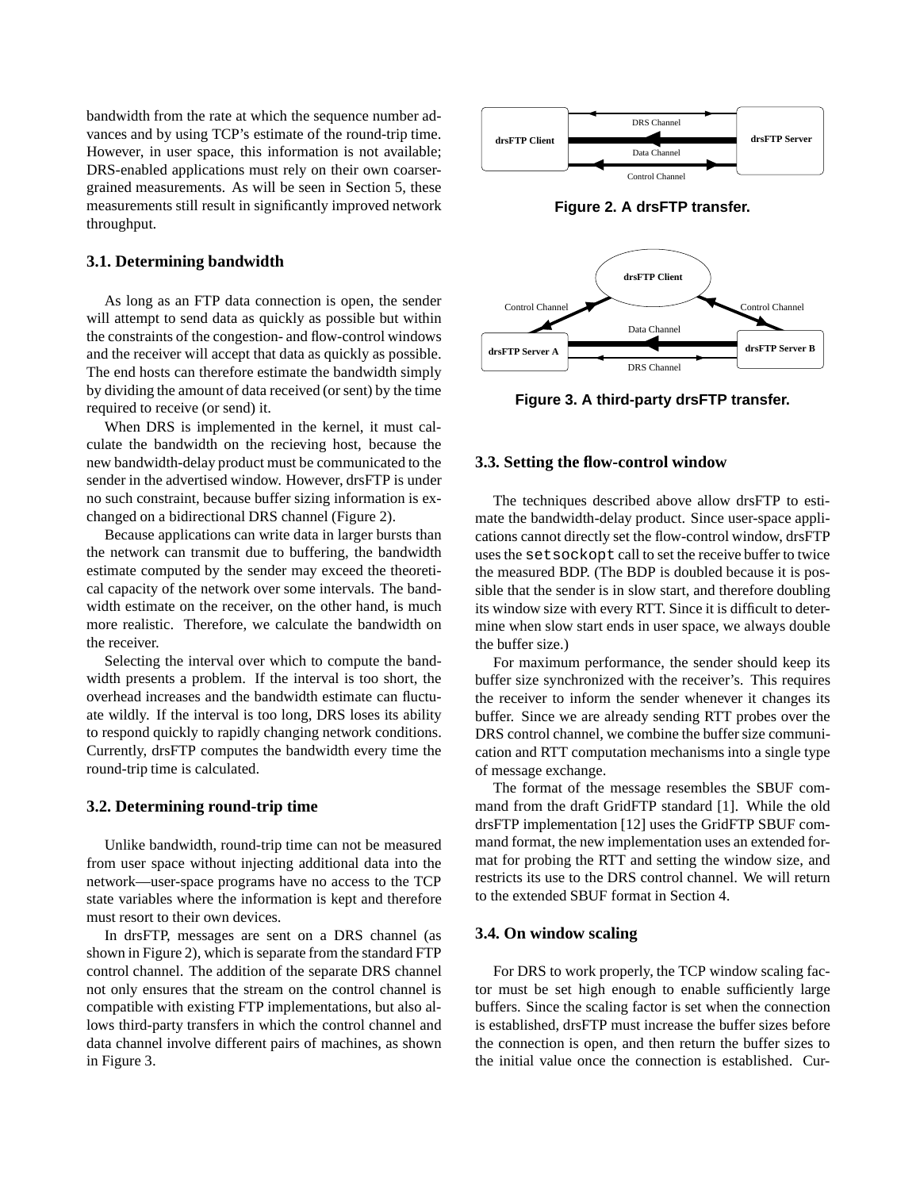bandwidth from the rate at which the sequence number advances and by using TCP's estimate of the round-trip time. However, in user space, this information is not available; DRS-enabled applications must rely on their own coarser-grained measurements. As will be seen in Section 5, these measurements still result in significantly improved network throughput.

### 3.1. Determining bandwidth

As long as an FTP data connection is open, the sender will attempt to send data as quickly as possible but within the constraints of the congestion- and flow-control windows and the receiver will accept that data as quickly as possible. The end hosts can therefore estimate the bandwidth simply by dividing the amount of data received (or sent) by the time required to receive (or send) it.

When DRS is implemented in the kernel, it must calculate the bandwidth on the recieving host, because the new bandwidth-delay product must be communicated to the sender in the advertised window. However, drsFTP is under no such constraint, because buffer sizing information is exchanged on a bidirectional DRS channel (Figure 2).

Because applications can write data in larger bursts than the network can transmit due to buffering, the bandwidth estimate computed by the sender may exceed the theoretical capacity of the network over some intervals. The bandwidth estimate on the receiver, on the other hand, is much more realistic. Therefore, we calculate the bandwidth on the receiver.

Selecting the interval over which to compute the bandwidth presents a problem. If the interval is too short, the overhead increases and the bandwidth estimate can fluctuate wildly. If the interval is too long, DRS loses its ability to respond quickly to rapidly changing network conditions. Currently, drsFTP computes the bandwidth every time the round-trip time is calculated.

### 3.2. Determining round-trip time

Unlike bandwidth, round-trip time can not be measured from user space without injecting additional data into the network—user-space programs have no access to the TCP state variables where the information is kept and therefore must resort to their own devices.

In drsFTP, messages are sent on a DRS channel (as shown in Figure 2), which is separate from the standard FTP control channel. The addition of the separate DRS channel not only ensures that the stream on the control channel is compatible with existing FTP implementations, but also allows third-party transfers in which the control channel and data channel involve different pairs of machines, as shown in Figure 3.

drsFTP Client
DRS Channel
Data Channel
Control Channel
drsFTP Server

**Figure 2. A drsFTP transfer.**

drsFTP Client
Control Channel
Control Channel
Data Channel
drsFTP Server A
drsFTP Server B
DRS Channel

**Figure 3. A third-party drsFTP transfer.**

### 3.3. Setting the flow-control window

The techniques described above allow drsFTP to estimate the bandwidth-delay product. Since user-space applications cannot directly set the flow-control window, drsFTP uses the `setsockopt` call to set the receive buffer to twice the measured BDP. (The BDP is doubled because it is possible that the sender is in slow start, and therefore doubling its window size with every RTT. Since it is difficult to determine when slow start ends in user space, we always double the buffer size.)

For maximum performance, the sender should keep its buffer size synchronized with the receiver's. This requires the receiver to inform the sender whenever it changes its buffer. Since we are already sending RTT probes over the DRS control channel, we combine the buffer size communication and RTT computation mechanisms into a single type of message exchange.

The format of the message resembles the SBUF command from the draft GridFTP standard [1]. While the old drsFTP implementation [12] uses the GridFTP SBUF command format, the new implementation uses an extended format for probing the RTT and setting the window size, and restricts its use to the DRS control channel. We will return to the extended SBUF format in Section 4.

### 3.4. On window scaling

For DRS to work properly, the TCP window scaling factor must be set high enough to enable sufficiently large buffers. Since the scaling factor is set when the connection is established, drsFTP must increase the buffer sizes before the connection is open, and then return the buffer sizes to the initial value once the connection is established. Cur-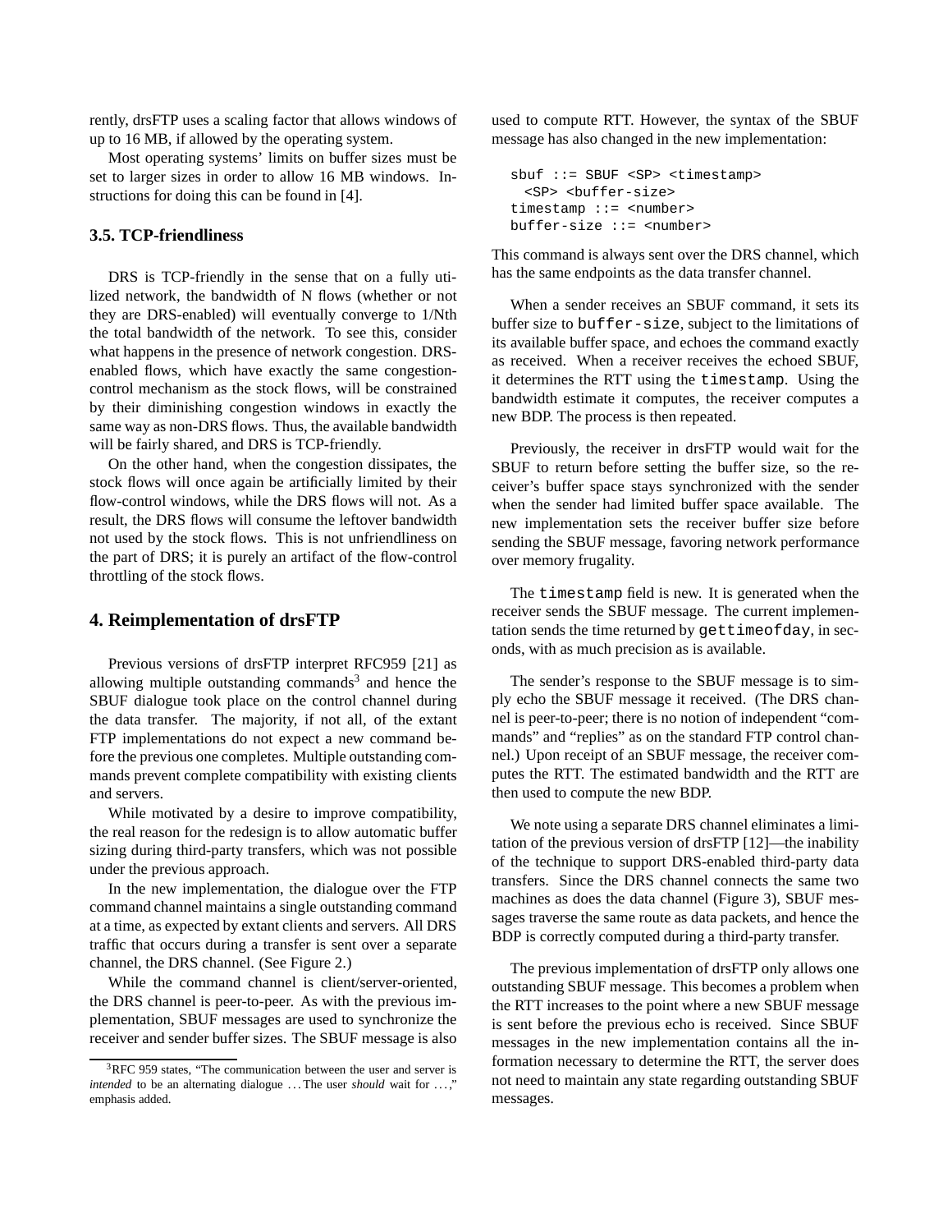rently, drsFTP uses a scaling factor that allows windows of up to 16 MB, if allowed by the operating system.

Most operating systems' limits on buffer sizes must be set to larger sizes in order to allow 16 MB windows. Instructions for doing this can be found in [4].

### 3.5. TCP-friendliness

DRS is TCP-friendly in the sense that on a fully utilized network, the bandwidth of N flows (whether or not they are DRS-enabled) will eventually converge to 1/Nth the total bandwidth of the network. To see this, consider what happens in the presence of network congestion. DRS-enabled flows, which have exactly the same congestion-control mechanism as the stock flows, will be constrained by their diminishing congestion windows in exactly the same way as non-DRS flows. Thus, the available bandwidth will be fairly shared, and DRS is TCP-friendly.

On the other hand, when the congestion dissipates, the stock flows will once again be artificially limited by their flow-control windows, while the DRS flows will not. As a result, the DRS flows will consume the leftover bandwidth not used by the stock flows. This is not unfriendliness on the part of DRS; it is purely an artifact of the flow-control throttling of the stock flows.

## 4. Reimplementation of drsFTP

Previous versions of drsFTP interpret RFC959 [21] as allowing multiple outstanding commands[3] and hence the SBUF dialogue took place on the control channel during the data transfer. The majority, if not all, of the extant FTP implementations do not expect a new command before the previous one completes. Multiple outstanding commands prevent complete compatibility with existing clients and servers.

While motivated by a desire to improve compatibility, the real reason for the redesign is to allow automatic buffer sizing during third-party transfers, which was not possible under the previous approach.

In the new implementation, the dialogue over the FTP command channel maintains a single outstanding command at a time, as expected by extant clients and servers. All DRS traffic that occurs during a transfer is sent over a separate channel, the DRS channel. (See Figure 2.)

While the command channel is client/server-oriented, the DRS channel is peer-to-peer. As with the previous implementation, SBUF messages are used to synchronize the receiver and sender buffer sizes. The SBUF message is also used to compute RTT. However, the syntax of the SBUF message has also changed in the new implementation:

```
sbuf ::= SBUF <SP> <timestamp>
  <SP> <buffer-size>
timestamp ::= <number>
buffer-size ::= <number>
```

This command is always sent over the DRS channel, which has the same endpoints as the data transfer channel.

When a sender receives an SBUF command, it sets its buffer size to `buffer-size`, subject to the limitations of its available buffer space, and echoes the command exactly as received. When a receiver receives the echoed SBUF, it determines the RTT using the `timestamp`. Using the bandwidth estimate it computes, the receiver computes a new BDP. The process is then repeated.

Previously, the receiver in drsFTP would wait for the SBUF to return before setting the buffer size, so the receiver's buffer space stays synchronized with the sender when the sender had limited buffer space available. The new implementation sets the receiver buffer size before sending the SBUF message, favoring network performance over memory frugality.

The `timestamp` field is new. It is generated when the receiver sends the SBUF message. The current implementation sends the time returned by `gettimeofday`, in seconds, with as much precision as is available.

The sender's response to the SBUF message is to simply echo the SBUF message it received. (The DRS channel is peer-to-peer; there is no notion of independent "commands" and "replies" as on the standard FTP control channel.) Upon receipt of an SBUF message, the receiver computes the RTT. The estimated bandwidth and the RTT are then used to compute the new BDP.

We note using a separate DRS channel eliminates a limitation of the previous version of drsFTP [12]—the inability of the technique to support DRS-enabled third-party data transfers. Since the DRS channel connects the same two machines as does the data channel (Figure 3), SBUF messages traverse the same route as data packets, and hence the BDP is correctly computed during a third-party transfer.

The previous implementation of drsFTP only allows one outstanding SBUF message. This becomes a problem when the RTT increases to the point where a new SBUF message is sent before the previous echo is received. Since SBUF messages in the new implementation contains all the information necessary to determine the RTT, the server does not need to maintain any state regarding outstanding SBUF messages.

[3] RFC 959 states, "The communication between the user and server is *intended* to be an alternating dialogue ... The user *should* wait for ...," emphasis added.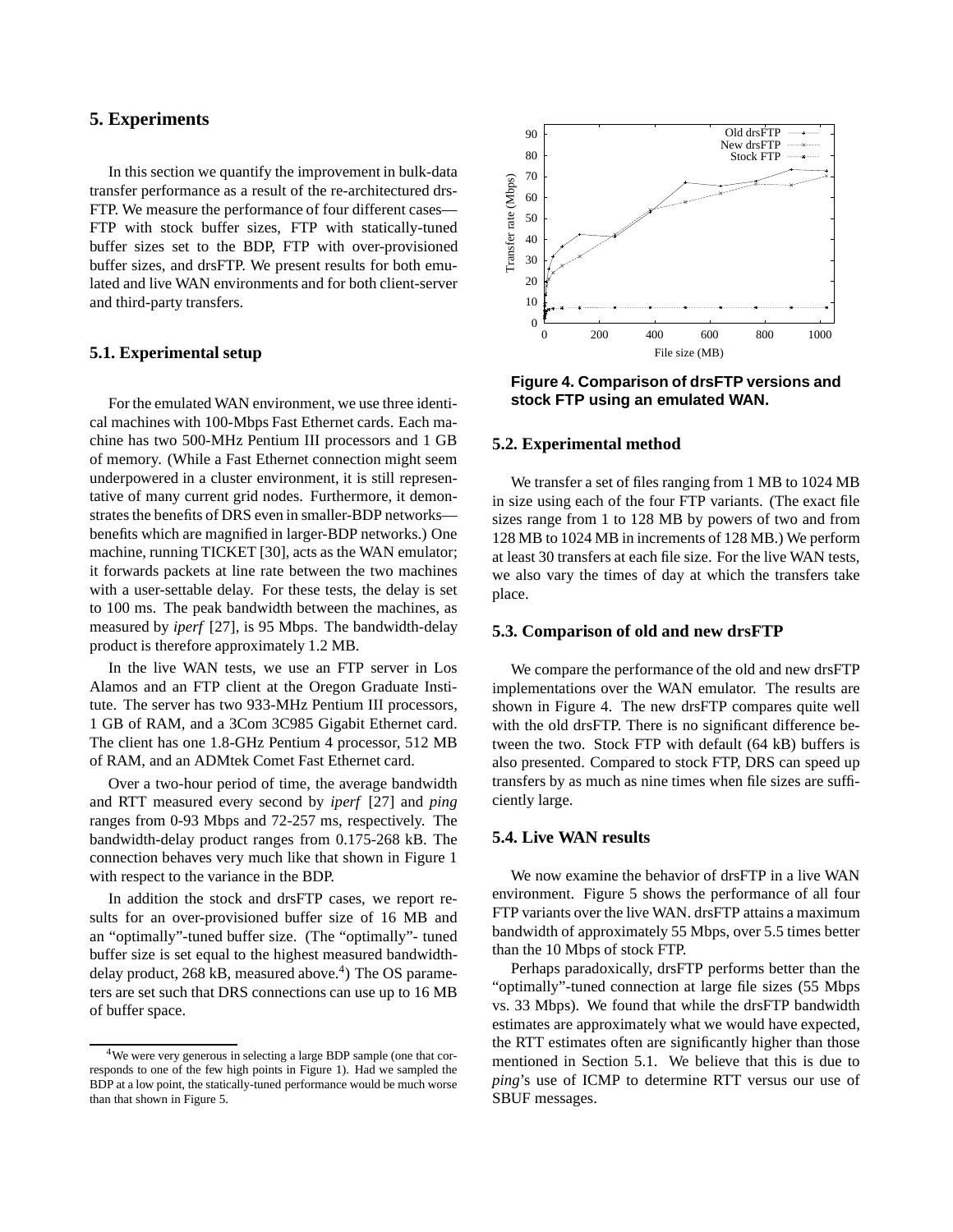## 5. Experiments

In this section we quantify the improvement in bulk-data transfer performance as a result of the re-architectured drsFTP. We measure the performance of four different cases—FTP with stock buffer sizes, FTP with statically-tuned buffer sizes set to the BDP, FTP with over-provisioned buffer sizes, and drsFTP. We present results for both emulated and live WAN environments and for both client-server and third-party transfers.

### 5.1. Experimental setup

For the emulated WAN environment, we use three identical machines with 100-Mbps Fast Ethernet cards. Each machine has two 500-MHz Pentium III processors and 1 GB of memory. (While a Fast Ethernet connection might seem underpowered in a cluster environment, it is still representative of many current grid nodes. Furthermore, it demonstrates the benefits of DRS even in smaller-BDP networks—benefits which are magnified in larger-BDP networks.) One machine, running TICKET [30], acts as the WAN emulator; it forwards packets at line rate between the two machines with a user-settable delay. For these tests, the delay is set to 100 ms. The peak bandwidth between the machines, as measured by *iperf* [27], is 95 Mbps. The bandwidth-delay product is therefore approximately 1.2 MB.

In the live WAN tests, we use an FTP server in Los Alamos and an FTP client at the Oregon Graduate Institute. The server has two 933-MHz Pentium III processors, 1 GB of RAM, and a 3Com 3C985 Gigabit Ethernet card. The client has one 1.8-GHz Pentium 4 processor, 512 MB of RAM, and an ADMtek Comet Fast Ethernet card.

Over a two-hour period of time, the average bandwidth and RTT measured every second by *iperf* [27] and *ping* ranges from 0-93 Mbps and 72-257 ms, respectively. The bandwidth-delay product ranges from 0.175-268 kB. The connection behaves very much like that shown in Figure 1 with respect to the variance in the BDP.

In addition the stock and drsFTP cases, we report results for an over-provisioned buffer size of 16 MB and an "optimally"-tuned buffer size. (The "optimally"- tuned buffer size is set equal to the highest measured bandwidth-delay product, 268 kB, measured above.[4]) The OS parameters are set such that DRS connections can use up to 16 MB of buffer space.

[4] We were very generous in selecting a large BDP sample (one that corresponds to one of the few high points in Figure 1). Had we sampled the BDP at a low point, the statically-tuned performance would be much worse than that shown in Figure 5.

**Figure 4. Comparison of drsFTP versions and stock FTP using an emulated WAN.**

### 5.2. Experimental method

We transfer a set of files ranging from 1 MB to 1024 MB in size using each of the four FTP variants. (The exact file sizes range from 1 to 128 MB by powers of two and from 128 MB to 1024 MB in increments of 128 MB.) We perform at least 30 transfers at each file size. For the live WAN tests, we also vary the times of day at which the transfers take place.

### 5.3. Comparison of old and new drsFTP

We compare the performance of the old and new drsFTP implementations over the WAN emulator. The results are shown in Figure 4. The new drsFTP compares quite well with the old drsFTP. There is no significant difference between the two. Stock FTP with default (64 kB) buffers is also presented. Compared to stock FTP, DRS can speed up transfers by as much as nine times when file sizes are sufficiently large.

### 5.4. Live WAN results

We now examine the behavior of drsFTP in a live WAN environment. Figure 5 shows the performance of all four FTP variants over the live WAN. drsFTP attains a maximum bandwidth of approximately 55 Mbps, over 5.5 times better than the 10 Mbps of stock FTP.

Perhaps paradoxically, drsFTP performs better than the "optimally"-tuned connection at large file sizes (55 Mbps vs. 33 Mbps). We found that while the drsFTP bandwidth estimates are approximately what we would have expected, the RTT estimates often are significantly higher than those mentioned in Section 5.1. We believe that this is due to *ping*'s use of ICMP to determine RTT versus our use of SBUF messages.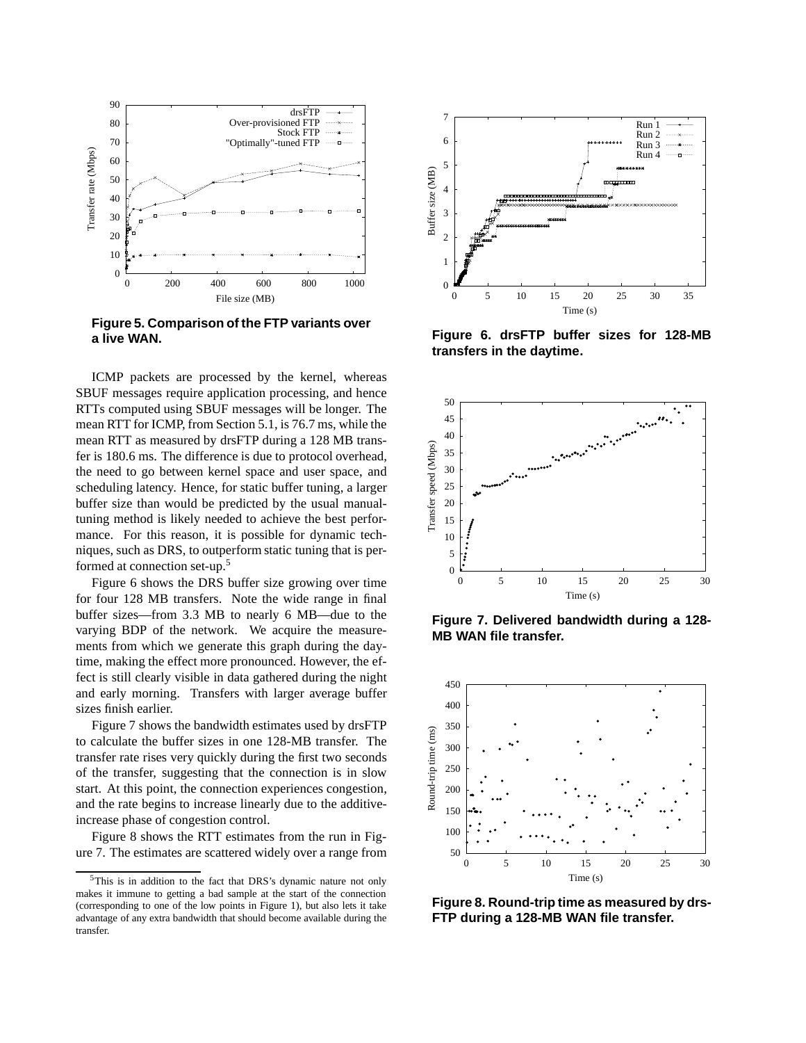**Figure 5. Comparison of the FTP variants over a live WAN.**

ICMP packets are processed by the kernel, whereas SBUF messages require application processing, and hence RTTs computed using SBUF messages will be longer. The mean RTT for ICMP, from Section 5.1, is 76.7 ms, while the mean RTT as measured by drsFTP during a 128 MB transfer is 180.6 ms. The difference is due to protocol overhead, the need to go between kernel space and user space, and scheduling latency. Hence, for static buffer tuning, a larger buffer size than would be predicted by the usual manual-tuning method is likely needed to achieve the best performance. For this reason, it is possible for dynamic techniques, such as DRS, to outperform static tuning that is performed at connection set-up.[5]

Figure 6 shows the DRS buffer size growing over time for four 128 MB transfers. Note the wide range in final buffer sizes—from 3.3 MB to nearly 6 MB—due to the varying BDP of the network. We acquire the measurements from which we generate this graph during the daytime, making the effect more pronounced. However, the effect is still clearly visible in data gathered during the night and early morning. Transfers with larger average buffer sizes finish earlier.

Figure 7 shows the bandwidth estimates used by drsFTP to calculate the buffer sizes in one 128-MB transfer. The transfer rate rises very quickly during the first two seconds of the transfer, suggesting that the connection is in slow start. At this point, the connection experiences congestion, and the rate begins to increase linearly due to the additive-increase phase of congestion control.

Figure 8 shows the RTT estimates from the run in Figure 7. The estimates are scattered widely over a range from

[5]This is in addition to the fact that DRS's dynamic nature not only makes it immune to getting a bad sample at the start of the connection (corresponding to one of the low points in Figure 1), but also lets it take advantage of any extra bandwidth that should become available during the transfer.

**Figure 6. drsFTP buffer sizes for 128-MB transfers in the daytime.**

**Figure 7. Delivered bandwidth during a 128-MB WAN file transfer.**

**Figure 8. Round-trip time as measured by drsFTP during a 128-MB WAN file transfer.**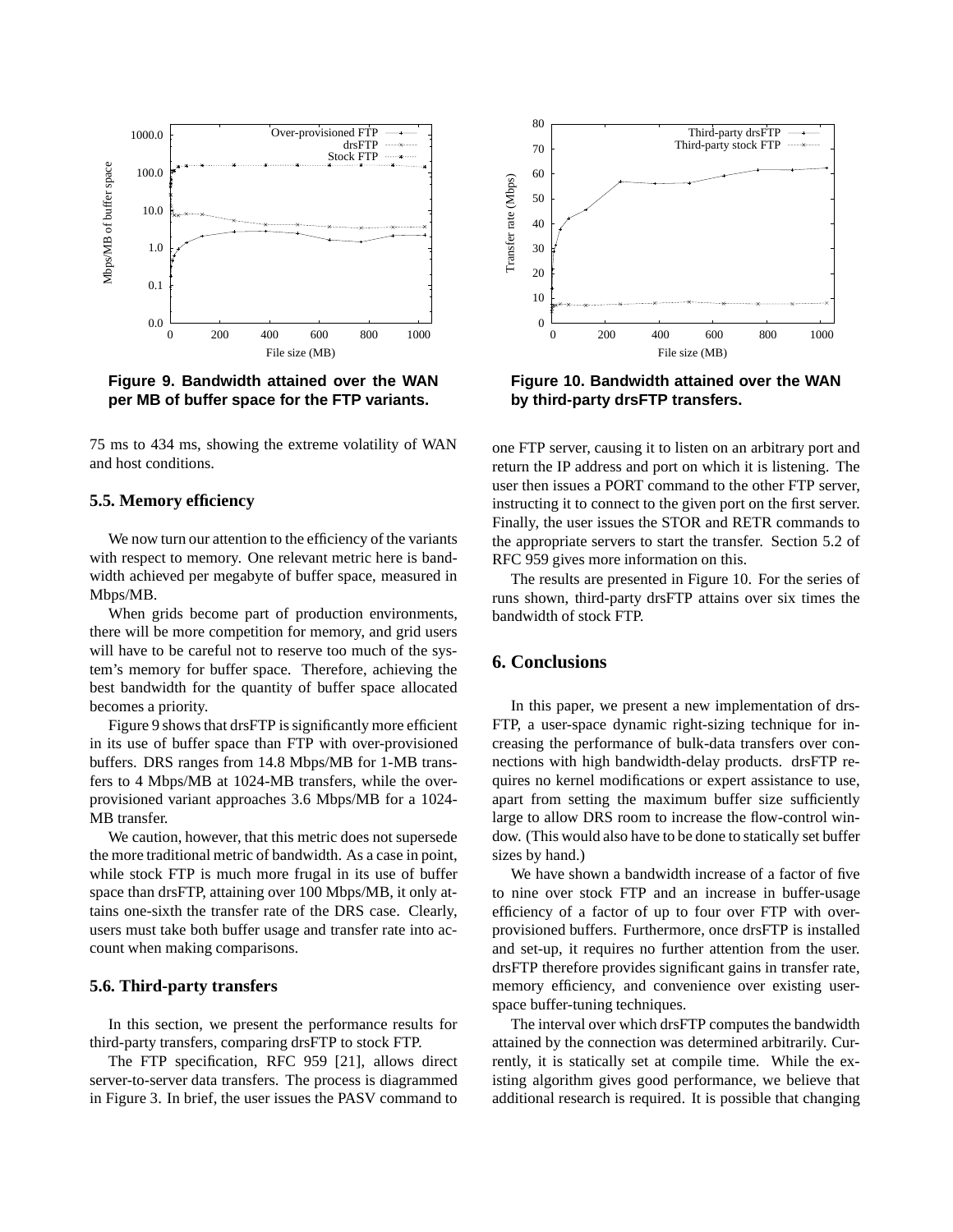Figure 9. Bandwidth attained over the WAN per MB of buffer space for the FTP variants.

Figure 10. Bandwidth attained over the WAN by third-party drsFTP transfers.

75 ms to 434 ms, showing the extreme volatility of WAN and host conditions.

### 5.5. Memory efficiency

We now turn our attention to the efficiency of the variants with respect to memory. One relevant metric here is bandwidth achieved per megabyte of buffer space, measured in Mbps/MB.

When grids become part of production environments, there will be more competition for memory, and grid users will have to be careful not to reserve too much of the system's memory for buffer space. Therefore, achieving the best bandwidth for the quantity of buffer space allocated becomes a priority.

Figure 9 shows that drsFTP is significantly more efficient in its use of buffer space than FTP with over-provisioned buffers. DRS ranges from 14.8 Mbps/MB for 1-MB transfers to 4 Mbps/MB at 1024-MB transfers, while the over-provisioned variant approaches 3.6 Mbps/MB for a 1024-MB transfer.

We caution, however, that this metric does not supersede the more traditional metric of bandwidth. As a case in point, while stock FTP is much more frugal in its use of buffer space than drsFTP, attaining over 100 Mbps/MB, it only attains one-sixth the transfer rate of the DRS case. Clearly, users must take both buffer usage and transfer rate into account when making comparisons.

### 5.6. Third-party transfers

In this section, we present the performance results for third-party transfers, comparing drsFTP to stock FTP.

The FTP specification, RFC 959 [21], allows direct server-to-server data transfers. The process is diagrammed in Figure 3. In brief, the user issues the PASV command to one FTP server, causing it to listen on an arbitrary port and return the IP address and port on which it is listening. The user then issues a PORT command to the other FTP server, instructing it to connect to the given port on the first server. Finally, the user issues the STOR and RETR commands to the appropriate servers to start the transfer. Section 5.2 of RFC 959 gives more information on this.

The results are presented in Figure 10. For the series of runs shown, third-party drsFTP attains over six times the bandwidth of stock FTP.

## 6. Conclusions

In this paper, we present a new implementation of drsFTP, a user-space dynamic right-sizing technique for increasing the performance of bulk-data transfers over connections with high bandwidth-delay products. drsFTP requires no kernel modifications or expert assistance to use, apart from setting the maximum buffer size sufficiently large to allow DRS room to increase the flow-control window. (This would also have to be done to statically set buffer sizes by hand.)

We have shown a bandwidth increase of a factor of five to nine over stock FTP and an increase in buffer-usage efficiency of a factor of up to four over FTP with over-provisioned buffers. Furthermore, once drsFTP is installed and set-up, it requires no further attention from the user. drsFTP therefore provides significant gains in transfer rate, memory efficiency, and convenience over existing user-space buffer-tuning techniques.

The interval over which drsFTP computes the bandwidth attained by the connection was determined arbitrarily. Currently, it is statically set at compile time. While the existing algorithm gives good performance, we believe that additional research is required. It is possible that changing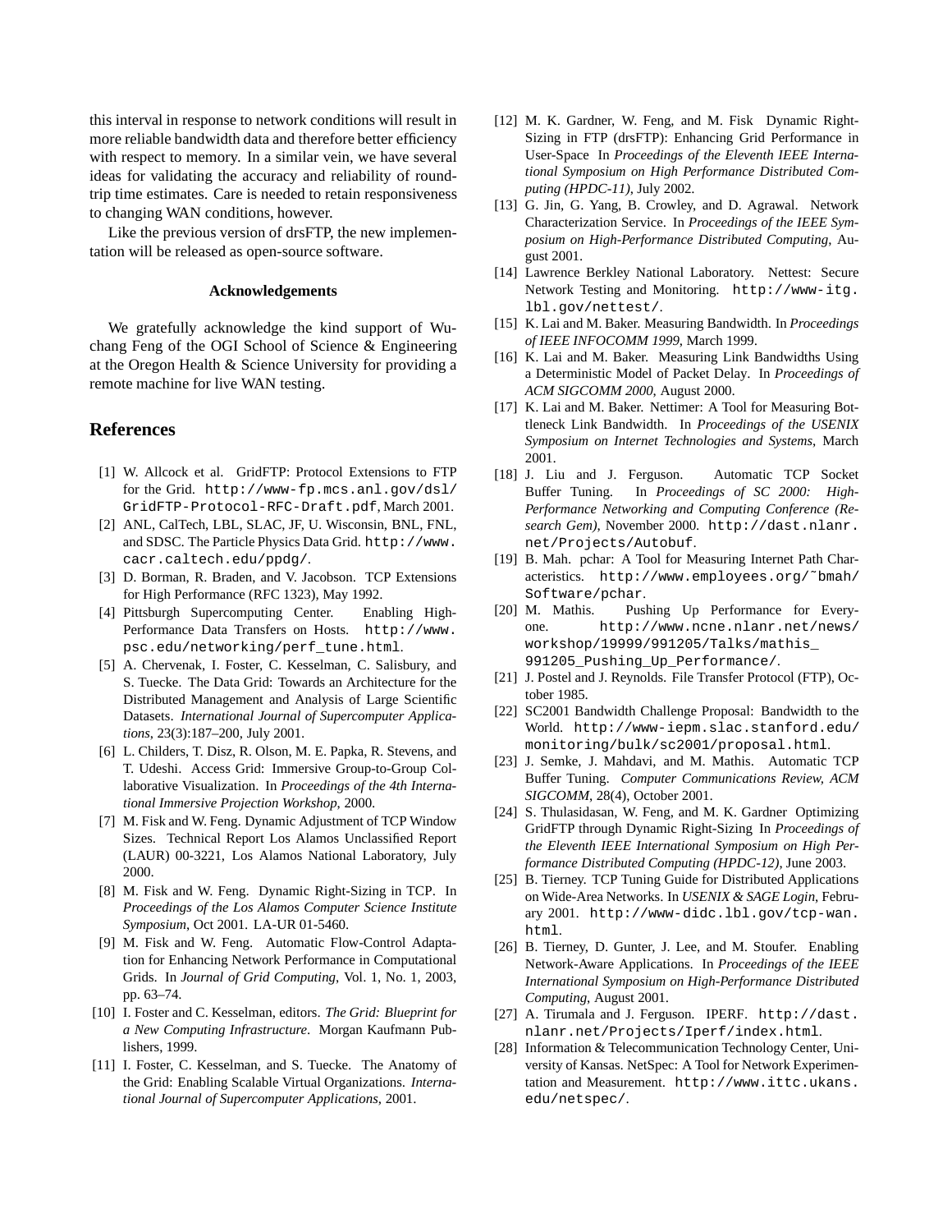this interval in response to network conditions will result in more reliable bandwidth data and therefore better efficiency with respect to memory. In a similar vein, we have several ideas for validating the accuracy and reliability of round-trip time estimates. Care is needed to retain responsiveness to changing WAN conditions, however.

Like the previous version of drsFTP, the new implementation will be released as open-source software.

### Acknowledgements

We gratefully acknowledge the kind support of Wu-chang Feng of the OGI School of Science & Engineering at the Oregon Health & Science University for providing a remote machine for live WAN testing.

## References

[1] W. Allcock et al. GridFTP: Protocol Extensions to FTP for the Grid. http://www-fp.mcs.anl.gov/dsl/GridFTP-Protocol-RFC-Draft.pdf, March 2001.

[2] ANL, CalTech, LBL, SLAC, JF, U. Wisconsin, BNL, FNL, and SDSC. The Particle Physics Data Grid. http://www.cacr.caltech.edu/ppdg/.

[3] D. Borman, R. Braden, and V. Jacobson. TCP Extensions for High Performance (RFC 1323), May 1992.

[4] Pittsburgh Supercomputing Center. Enabling High-Performance Data Transfers on Hosts. http://www.psc.edu/networking/perf_tune.html.

[5] A. Chervenak, I. Foster, C. Kesselman, C. Salisbury, and S. Tuecke. The Data Grid: Towards an Architecture for the Distributed Management and Analysis of Large Scientific Datasets. *International Journal of Supercomputer Applications*, 23(3):187–200, July 2001.

[6] L. Childers, T. Disz, R. Olson, M. E. Papka, R. Stevens, and T. Udeshi. Access Grid: Immersive Group-to-Group Collaborative Visualization. In *Proceedings of the 4th International Immersive Projection Workshop*, 2000.

[7] M. Fisk and W. Feng. Dynamic Adjustment of TCP Window Sizes. Technical Report Los Alamos Unclassified Report (LAUR) 00-3221, Los Alamos National Laboratory, July 2000.

[8] M. Fisk and W. Feng. Dynamic Right-Sizing in TCP. In *Proceedings of the Los Alamos Computer Science Institute Symposium*, Oct 2001. LA-UR 01-5460.

[9] M. Fisk and W. Feng. Automatic Flow-Control Adaptation for Enhancing Network Performance in Computational Grids. In *Journal of Grid Computing*, Vol. 1, No. 1, 2003, pp. 63–74.

[10] I. Foster and C. Kesselman, editors. *The Grid: Blueprint for a New Computing Infrastructure*. Morgan Kaufmann Publishers, 1999.

[11] I. Foster, C. Kesselman, and S. Tuecke. The Anatomy of the Grid: Enabling Scalable Virtual Organizations. *International Journal of Supercomputer Applications*, 2001.

[12] M. K. Gardner, W. Feng, and M. Fisk Dynamic Right-Sizing in FTP (drsFTP): Enhancing Grid Performance in User-Space In *Proceedings of the Eleventh IEEE International Symposium on High Performance Distributed Computing (HPDC-11)*, July 2002.

[13] G. Jin, G. Yang, B. Crowley, and D. Agrawal. Network Characterization Service. In *Proceedings of the IEEE Symposium on High-Performance Distributed Computing*, August 2001.

[14] Lawrence Berkley National Laboratory. Nettest: Secure Network Testing and Monitoring. http://www-itg.lbl.gov/nettest/.

[15] K. Lai and M. Baker. Measuring Bandwidth. In *Proceedings of IEEE INFOCOMM 1999*, March 1999.

[16] K. Lai and M. Baker. Measuring Link Bandwidths Using a Deterministic Model of Packet Delay. In *Proceedings of ACM SIGCOMM 2000*, August 2000.

[17] K. Lai and M. Baker. Nettimer: A Tool for Measuring Bottleneck Link Bandwidth. In *Proceedings of the USENIX Symposium on Internet Technologies and Systems*, March 2001.

[18] J. Liu and J. Ferguson. Automatic TCP Socket Buffer Tuning. In *Proceedings of SC 2000: High-Performance Networking and Computing Conference (Research Gem)*, November 2000. http://dast.nlanr.net/Projects/Autobuf.

[19] B. Mah. pchar: A Tool for Measuring Internet Path Characteristics. http://www.employees.org/~bmah/Software/pchar.

[20] M. Mathis. Pushing Up Performance for Everyone. http://www.ncne.nlanr.net/news/workshop/19999/991205/Talks/mathis_991205_Pushing_Up_Performance/.

[21] J. Postel and J. Reynolds. File Transfer Protocol (FTP), October 1985.

[22] SC2001 Bandwidth Challenge Proposal: Bandwidth to the World. http://www-iepm.slac.stanford.edu/monitoring/bulk/sc2001/proposal.html.

[23] J. Semke, J. Mahdavi, and M. Mathis. Automatic TCP Buffer Tuning. *Computer Communications Review, ACM SIGCOMM*, 28(4), October 2001.

[24] S. Thulasidasan, W. Feng, and M. K. Gardner Optimizing GridFTP through Dynamic Right-Sizing In *Proceedings of the Eleventh IEEE International Symposium on High Performance Distributed Computing (HPDC-12)*, June 2003.

[25] B. Tierney. TCP Tuning Guide for Distributed Applications on Wide-Area Networks. In *USENIX & SAGE Login*, February 2001. http://www-didc.lbl.gov/tcp-wan.html.

[26] B. Tierney, D. Gunter, J. Lee, and M. Stoufer. Enabling Network-Aware Applications. In *Proceedings of the IEEE International Symposium on High-Performance Distributed Computing*, August 2001.

[27] A. Tirumala and J. Ferguson. IPERF. http://dast.nlanr.net/Projects/Iperf/index.html.

[28] Information & Telecommunication Technology Center, University of Kansas. NetSpec: A Tool for Network Experimentation and Measurement. http://www.ittc.ukans.edu/netspec/.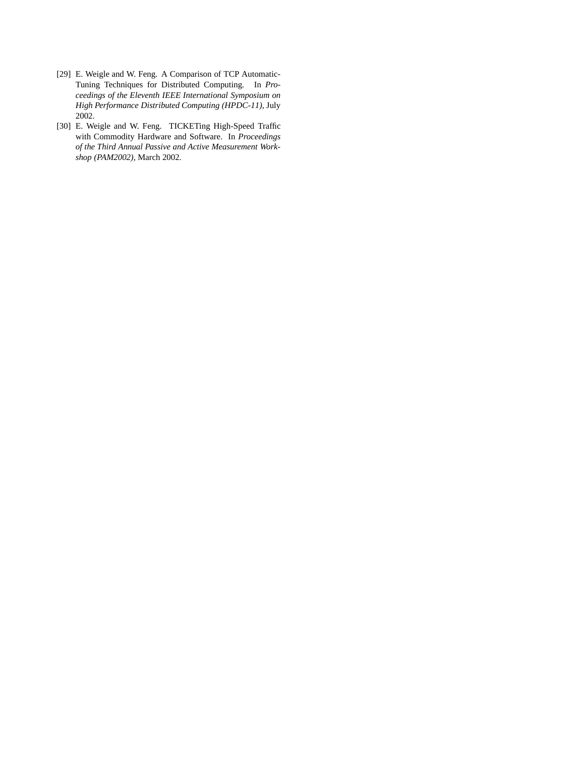[29] E. Weigle and W. Feng. A Comparison of TCP Automatic-Tuning Techniques for Distributed Computing. In *Proceedings of the Eleventh IEEE International Symposium on High Performance Distributed Computing (HPDC-11)*, July 2002.

[30] E. Weigle and W. Feng. TICKETing High-Speed Traffic with Commodity Hardware and Software. In *Proceedings of the Third Annual Passive and Active Measurement Workshop (PAM2002)*, March 2002.